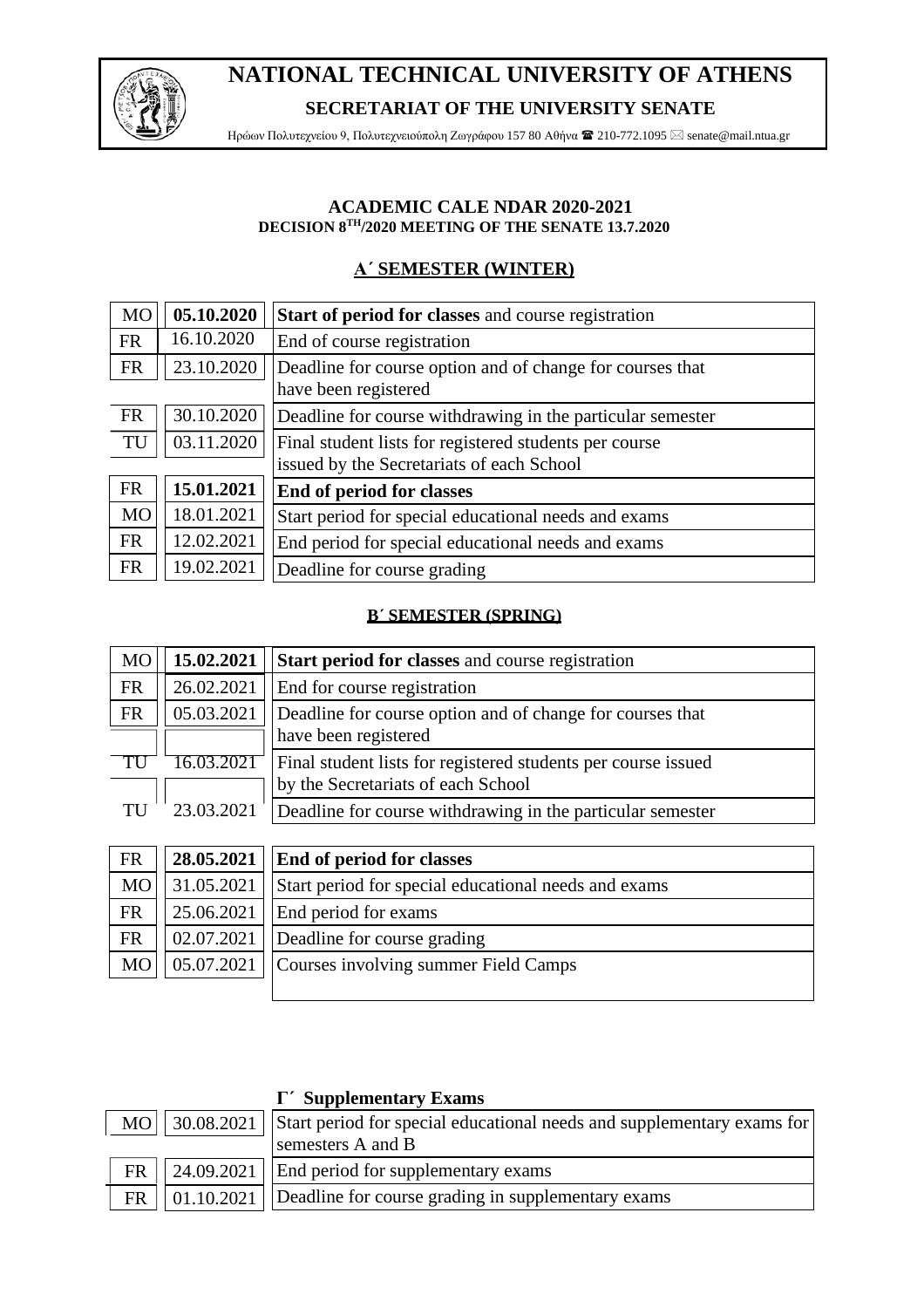# NATIONAL TECHNICAL UNIVERSITY OF ATHENS

**SECRETARIAT OF THE UNIVERSITY SENATE**

Ηρώων Πολυτεχνείου 9, Πολυτεχνειούπολη Ζωγράφου 157 80 Αθήνα ☎ 210-772.1095 ✉ senate@mail.ntua.gr

**ACADEMIC CALE NDAR 2020-2021**
**DECISION 8[TH]/2020 MEETING OF THE SENATE 13.7.2020**

## A΄ SEMESTER (WINTER)

| | | |
|---|---|---|
| MO | **05.10.2020** | **Start of period for classes** and course registration |
| FR | 16.10.2020 | End of course registration |
| FR | 23.10.2020 | Deadline for course option and of change for courses that have been registered |
| FR | 30.10.2020 | Deadline for course withdrawing in the particular semester |
| TU | 03.11.2020 | Final student lists for registered students per course issued by the Secretariats of each School |
| FR | **15.01.2021** | **End of period for classes** |
| MO | 18.01.2021 | Start period for special educational needs and exams |
| FR | 12.02.2021 | End period for special educational needs and exams |
| FR | 19.02.2021 | Deadline for course grading |

## B΄ SEMESTER (SPRING)

| | | |
|---|---|---|
| MO | **15.02.2021** | **Start period for classes** and course registration |
| FR | 26.02.2021 | End for course registration |
| FR | 05.03.2021 | Deadline for course option and of change for courses that have been registered |
| TU | 16.03.2021 | Final student lists for registered students per course issued by the Secretariats of each School |
| TU | 23.03.2021 | Deadline for course withdrawing in the particular semester |
| FR | **28.05.2021** | **End of period for classes** |
| MO | 31.05.2021 | Start period for special educational needs and exams |
| FR | 25.06.2021 | End period for exams |
| FR | 02.07.2021 | Deadline for course grading |
| MO | 05.07.2021 | Courses involving summer Field Camps |

## Γ΄ Supplementary Exams

| | | |
|---|---|---|
| MO | 30.08.2021 | Start period for special educational needs and supplementary exams for semesters A and B |
| FR | 24.09.2021 | End period for supplementary exams |
| FR | 01.10.2021 | Deadline for course grading in supplementary exams |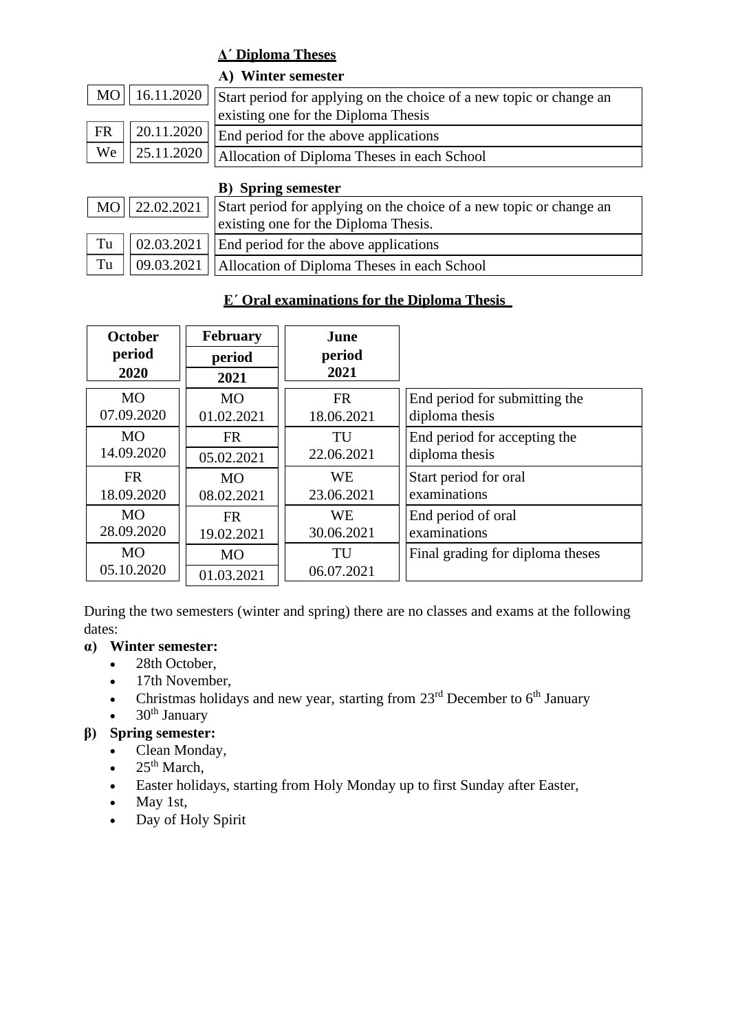## Δ΄ Diploma Theses

### A) Winter semester

| | | |
|---|---|---|
| MO | 16.11.2020 | Start period for applying on the choice of a new topic or change an existing one for the Diploma Thesis |
| FR | 20.11.2020 | End period for the above applications |
| We | 25.11.2020 | Allocation of Diploma Theses in each School |

### B) Spring semester

| | | |
|---|---|---|
| MO | 22.02.2021 | Start period for applying on the choice of a new topic or change an existing one for the Diploma Thesis. |
| Tu | 02.03.2021 | End period for the above applications |
| Tu | 09.03.2021 | Allocation of Diploma Theses in each School |

## Ε΄ Oral examinations for the Diploma Thesis

| October period 2020 | February period 2021 | June period 2021 | |
|---|---|---|---|
| MO 07.09.2020 | MO 01.02.2021 | FR 18.06.2021 | End period for submitting the diploma thesis |
| MO 14.09.2020 | FR 05.02.2021 | TU 22.06.2021 | End period for accepting the diploma thesis |
| FR 18.09.2020 | MO 08.02.2021 | WE 23.06.2021 | Start period for oral examinations |
| MO 28.09.2020 | FR 19.02.2021 | WE 30.06.2021 | End period of oral examinations |
| MO 05.10.2020 | MO 01.03.2021 | TU 06.07.2021 | Final grading for diploma theses |

During the two semesters (winter and spring) there are no classes and exams at the following dates:

**α) Winter semester:**

- 28th October,
- 17th November,
- Christmas holidays and new year, starting from 23rd December to 6th January
- 30th January

**β) Spring semester:**

- Clean Monday,
- 25th March,
- Easter holidays, starting from Holy Monday up to first Sunday after Easter,
- May 1st,
- Day of Holy Spirit